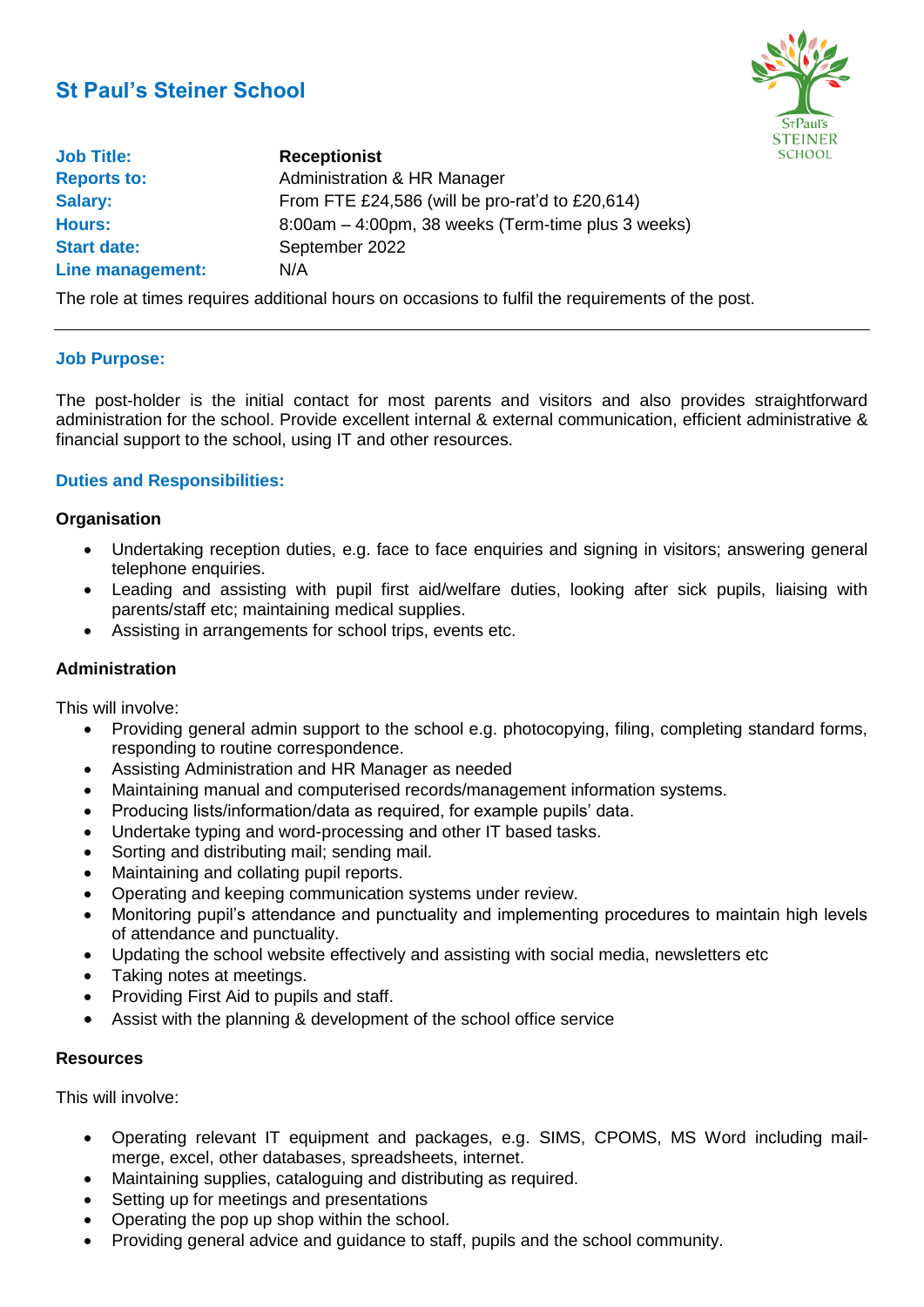# St Paul's Steiner School

| | |
|---|---|
| **Job Title:** | **Receptionist** |
| **Reports to:** | Administration & HR Manager |
| **Salary:** | From FTE £24,586 (will be pro-rat'd to £20,614) |
| **Hours:** | 8:00am – 4:00pm, 38 weeks (Term-time plus 3 weeks) |
| **Start date:** | September 2022 |
| **Line management:** | N/A |

The role at times requires additional hours on occasions to fulfil the requirements of the post.

---

## Job Purpose:

The post-holder is the initial contact for most parents and visitors and also provides straightforward administration for the school. Provide excellent internal & external communication, efficient administrative & financial support to the school, using IT and other resources.

## Duties and Responsibilities:

### Organisation

- Undertaking reception duties, e.g. face to face enquiries and signing in visitors; answering general telephone enquiries.
- Leading and assisting with pupil first aid/welfare duties, looking after sick pupils, liaising with parents/staff etc; maintaining medical supplies.
- Assisting in arrangements for school trips, events etc.

### Administration

This will involve:

- Providing general admin support to the school e.g. photocopying, filing, completing standard forms, responding to routine correspondence.
- Assisting Administration and HR Manager as needed
- Maintaining manual and computerised records/management information systems.
- Producing lists/information/data as required, for example pupils' data.
- Undertake typing and word-processing and other IT based tasks.
- Sorting and distributing mail; sending mail.
- Maintaining and collating pupil reports.
- Operating and keeping communication systems under review.
- Monitoring pupil's attendance and punctuality and implementing procedures to maintain high levels of attendance and punctuality.
- Updating the school website effectively and assisting with social media, newsletters etc
- Taking notes at meetings.
- Providing First Aid to pupils and staff.
- Assist with the planning & development of the school office service

### Resources

This will involve:

- Operating relevant IT equipment and packages, e.g. SIMS, CPOMS, MS Word including mail-merge, excel, other databases, spreadsheets, internet.
- Maintaining supplies, cataloguing and distributing as required.
- Setting up for meetings and presentations
- Operating the pop up shop within the school.
- Providing general advice and guidance to staff, pupils and the school community.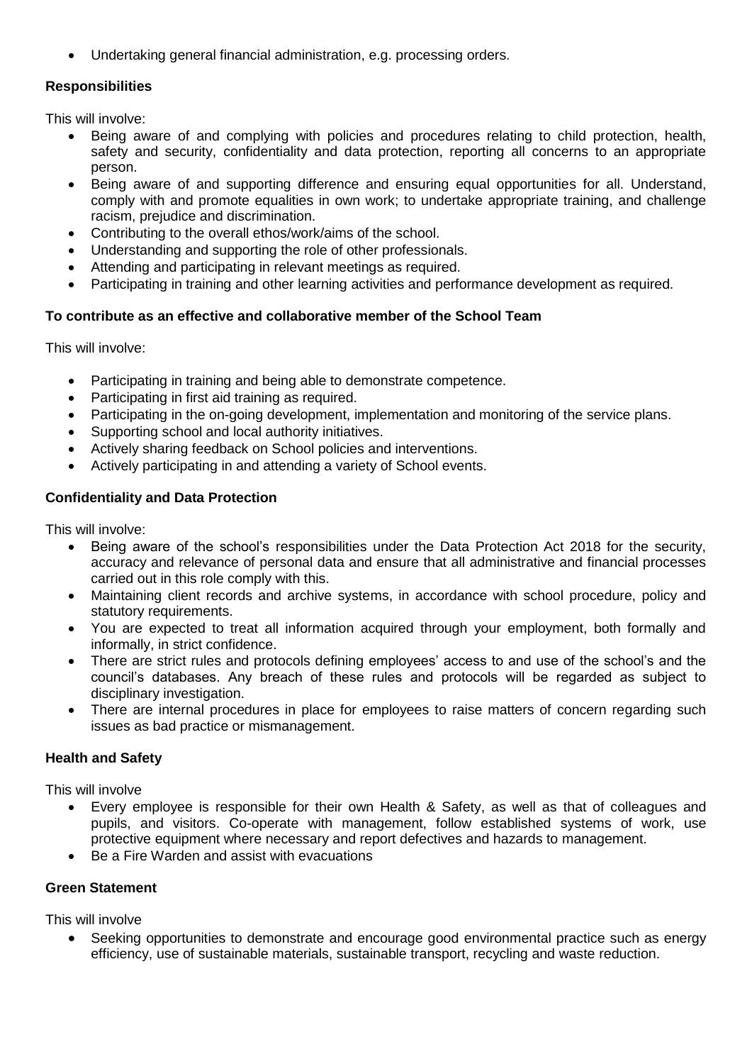- Undertaking general financial administration, e.g. processing orders.

**Responsibilities**

This will involve:

- Being aware of and complying with policies and procedures relating to child protection, health, safety and security, confidentiality and data protection, reporting all concerns to an appropriate person.
- Being aware of and supporting difference and ensuring equal opportunities for all. Understand, comply with and promote equalities in own work; to undertake appropriate training, and challenge racism, prejudice and discrimination.
- Contributing to the overall ethos/work/aims of the school.
- Understanding and supporting the role of other professionals.
- Attending and participating in relevant meetings as required.
- Participating in training and other learning activities and performance development as required.

**To contribute as an effective and collaborative member of the School Team**

This will involve:

- Participating in training and being able to demonstrate competence.
- Participating in first aid training as required.
- Participating in the on-going development, implementation and monitoring of the service plans.
- Supporting school and local authority initiatives.
- Actively sharing feedback on School policies and interventions.
- Actively participating in and attending a variety of School events.

**Confidentiality and Data Protection**

This will involve:

- Being aware of the school's responsibilities under the Data Protection Act 2018 for the security, accuracy and relevance of personal data and ensure that all administrative and financial processes carried out in this role comply with this.
- Maintaining client records and archive systems, in accordance with school procedure, policy and statutory requirements.
- You are expected to treat all information acquired through your employment, both formally and informally, in strict confidence.
- There are strict rules and protocols defining employees' access to and use of the school's and the council's databases. Any breach of these rules and protocols will be regarded as subject to disciplinary investigation.
- There are internal procedures in place for employees to raise matters of concern regarding such issues as bad practice or mismanagement.

**Health and Safety**

This will involve

- Every employee is responsible for their own Health & Safety, as well as that of colleagues and pupils, and visitors. Co-operate with management, follow established systems of work, use protective equipment where necessary and report defectives and hazards to management.
- Be a Fire Warden and assist with evacuations

**Green Statement**

This will involve

- Seeking opportunities to demonstrate and encourage good environmental practice such as energy efficiency, use of sustainable materials, sustainable transport, recycling and waste reduction.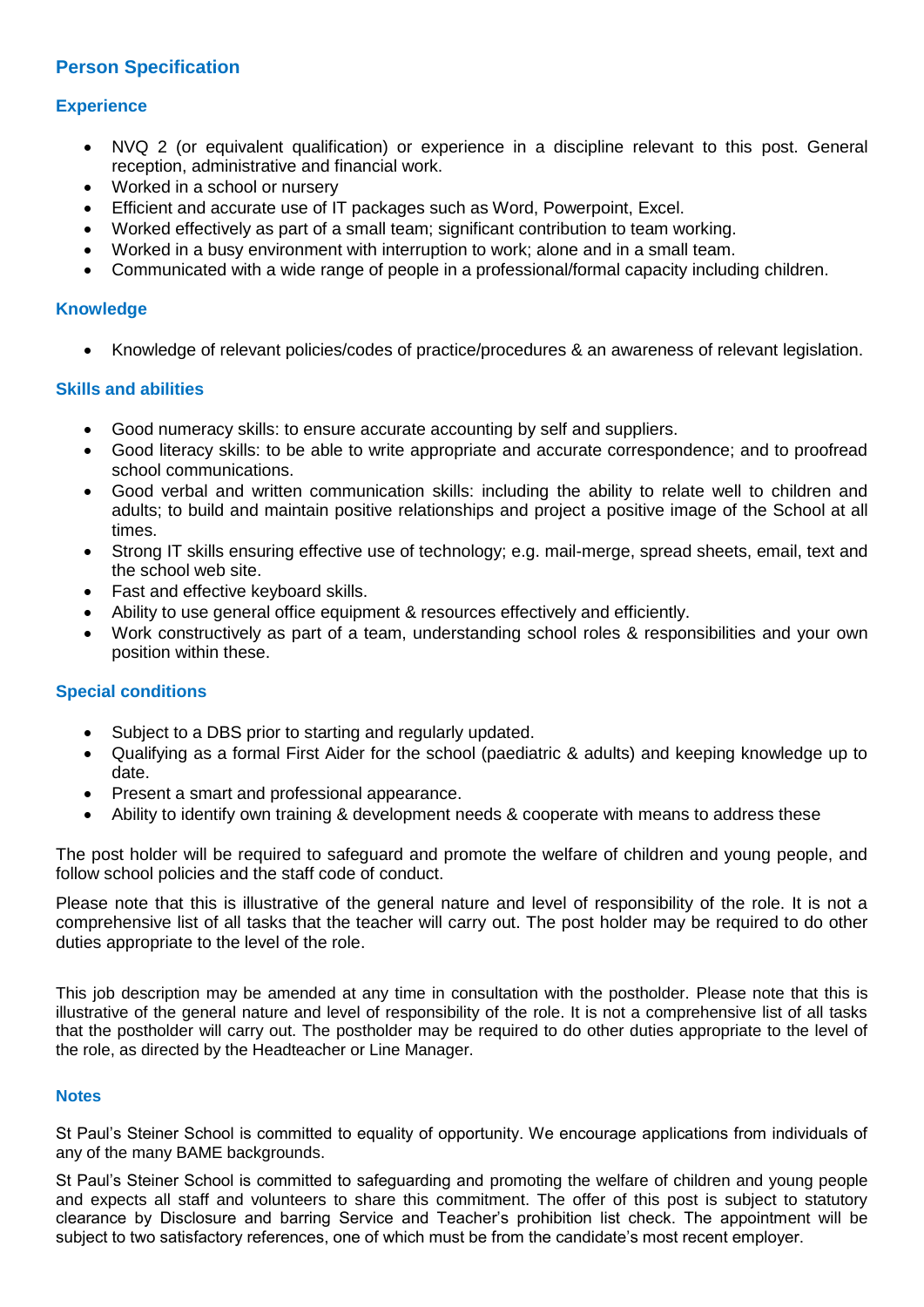## Person Specification

### Experience

- NVQ 2 (or equivalent qualification) or experience in a discipline relevant to this post. General reception, administrative and financial work.
- Worked in a school or nursery
- Efficient and accurate use of IT packages such as Word, Powerpoint, Excel.
- Worked effectively as part of a small team; significant contribution to team working.
- Worked in a busy environment with interruption to work; alone and in a small team.
- Communicated with a wide range of people in a professional/formal capacity including children.

### Knowledge

- Knowledge of relevant policies/codes of practice/procedures & an awareness of relevant legislation.

### Skills and abilities

- Good numeracy skills: to ensure accurate accounting by self and suppliers.
- Good literacy skills: to be able to write appropriate and accurate correspondence; and to proofread school communications.
- Good verbal and written communication skills: including the ability to relate well to children and adults; to build and maintain positive relationships and project a positive image of the School at all times.
- Strong IT skills ensuring effective use of technology; e.g. mail-merge, spread sheets, email, text and the school web site.
- Fast and effective keyboard skills.
- Ability to use general office equipment & resources effectively and efficiently.
- Work constructively as part of a team, understanding school roles & responsibilities and your own position within these.

### Special conditions

- Subject to a DBS prior to starting and regularly updated.
- Qualifying as a formal First Aider for the school (paediatric & adults) and keeping knowledge up to date.
- Present a smart and professional appearance.
- Ability to identify own training & development needs & cooperate with means to address these

The post holder will be required to safeguard and promote the welfare of children and young people, and follow school policies and the staff code of conduct.

Please note that this is illustrative of the general nature and level of responsibility of the role. It is not a comprehensive list of all tasks that the teacher will carry out. The post holder may be required to do other duties appropriate to the level of the role.

This job description may be amended at any time in consultation with the postholder. Please note that this is illustrative of the general nature and level of responsibility of the role. It is not a comprehensive list of all tasks that the postholder will carry out. The postholder may be required to do other duties appropriate to the level of the role, as directed by the Headteacher or Line Manager.

### Notes

St Paul's Steiner School is committed to equality of opportunity. We encourage applications from individuals of any of the many BAME backgrounds.

St Paul's Steiner School is committed to safeguarding and promoting the welfare of children and young people and expects all staff and volunteers to share this commitment. The offer of this post is subject to statutory clearance by Disclosure and barring Service and Teacher's prohibition list check. The appointment will be subject to two satisfactory references, one of which must be from the candidate's most recent employer.